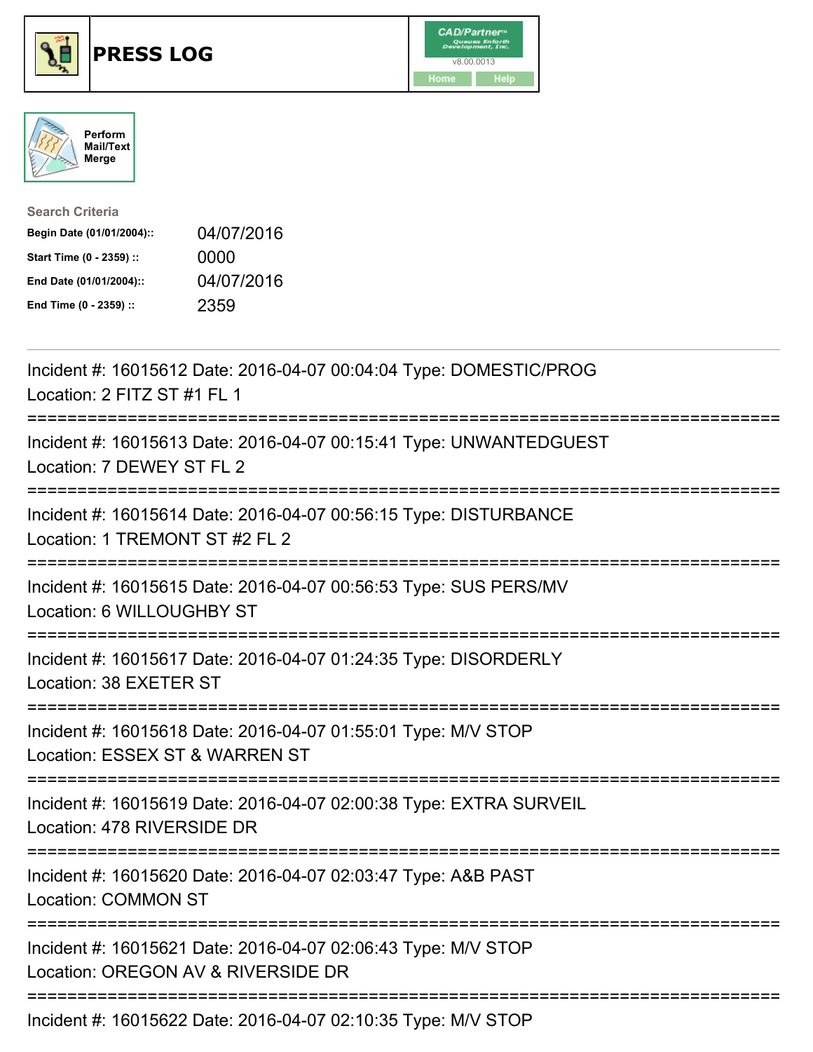# PRESS LOG

Perform Mail/Text Merge

**Search Criteria**

| | |
|---|---|
| **Begin Date (01/01/2004)::** | 04/07/2016 |
| **Start Time (0 - 2359) ::** | 0000 |
| **End Date (01/01/2004)::** | 04/07/2016 |
| **End Time (0 - 2359) ::** | 2359 |

---

Incident #: 16015612 Date: 2016-04-07 00:04:04 Type: DOMESTIC/PROG
Location: 2 FITZ ST #1 FL 1

===========================================================================

Incident #: 16015613 Date: 2016-04-07 00:15:41 Type: UNWANTEDGUEST
Location: 7 DEWEY ST FL 2

===========================================================================

Incident #: 16015614 Date: 2016-04-07 00:56:15 Type: DISTURBANCE
Location: 1 TREMONT ST #2 FL 2

===========================================================================

Incident #: 16015615 Date: 2016-04-07 00:56:53 Type: SUS PERS/MV
Location: 6 WILLOUGHBY ST

===========================================================================

Incident #: 16015617 Date: 2016-04-07 01:24:35 Type: DISORDERLY
Location: 38 EXETER ST

===========================================================================

Incident #: 16015618 Date: 2016-04-07 01:55:01 Type: M/V STOP
Location: ESSEX ST & WARREN ST

===========================================================================

Incident #: 16015619 Date: 2016-04-07 02:00:38 Type: EXTRA SURVEIL
Location: 478 RIVERSIDE DR

===========================================================================

Incident #: 16015620 Date: 2016-04-07 02:03:47 Type: A&B PAST
Location: COMMON ST

===========================================================================

Incident #: 16015621 Date: 2016-04-07 02:06:43 Type: M/V STOP
Location: OREGON AV & RIVERSIDE DR

===========================================================================

Incident #: 16015622 Date: 2016-04-07 02:10:35 Type: M/V STOP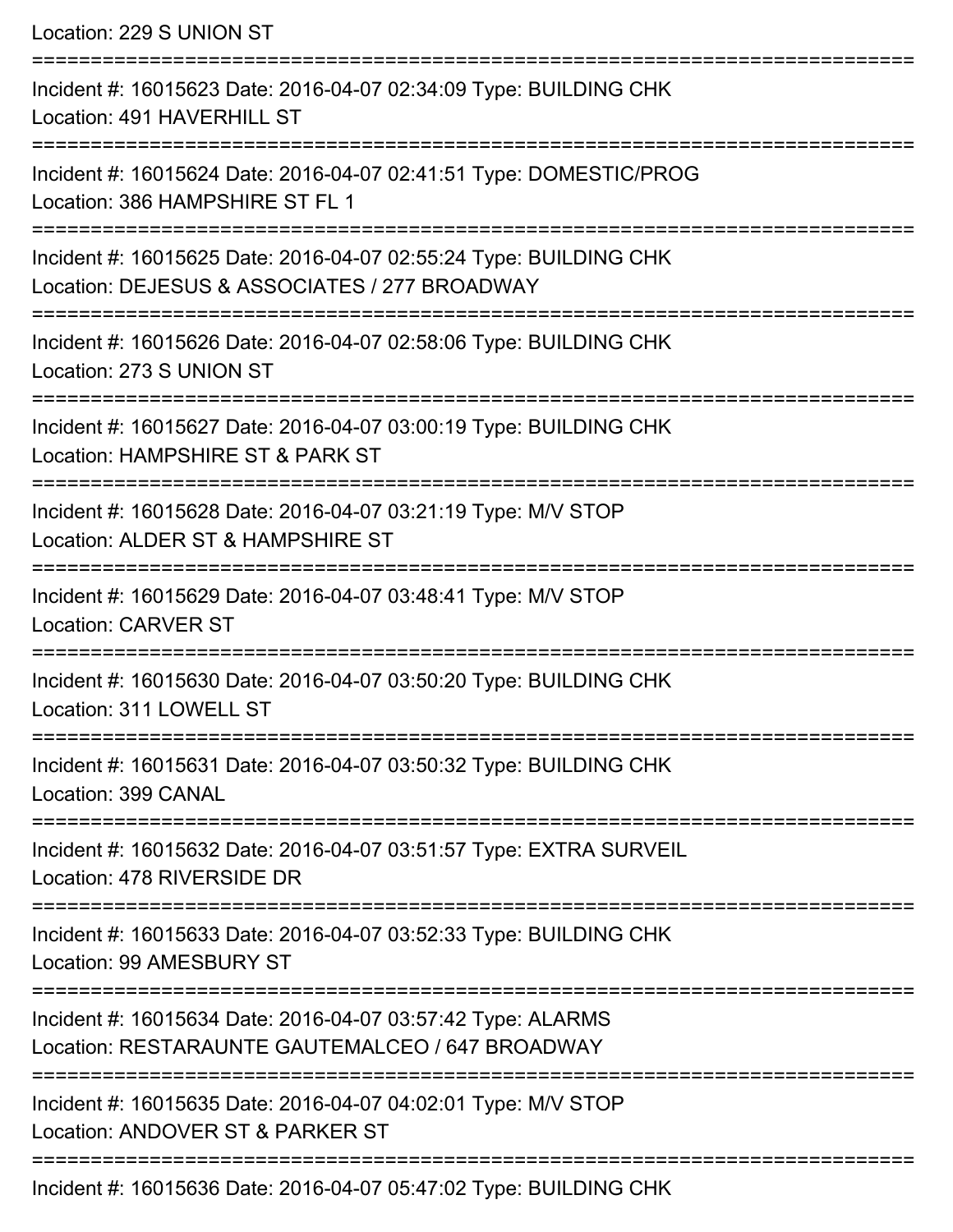Location: 229 S UNION ST

===========================================================================

Incident #: 16015623 Date: 2016-04-07 02:34:09 Type: BUILDING CHK
Location: 491 HAVERHILL ST

===========================================================================

Incident #: 16015624 Date: 2016-04-07 02:41:51 Type: DOMESTIC/PROG
Location: 386 HAMPSHIRE ST FL 1

===========================================================================

Incident #: 16015625 Date: 2016-04-07 02:55:24 Type: BUILDING CHK
Location: DEJESUS & ASSOCIATES / 277 BROADWAY

===========================================================================

Incident #: 16015626 Date: 2016-04-07 02:58:06 Type: BUILDING CHK
Location: 273 S UNION ST

===========================================================================

Incident #: 16015627 Date: 2016-04-07 03:00:19 Type: BUILDING CHK
Location: HAMPSHIRE ST & PARK ST

===========================================================================

Incident #: 16015628 Date: 2016-04-07 03:21:19 Type: M/V STOP
Location: ALDER ST & HAMPSHIRE ST

===========================================================================

Incident #: 16015629 Date: 2016-04-07 03:48:41 Type: M/V STOP
Location: CARVER ST

===========================================================================

Incident #: 16015630 Date: 2016-04-07 03:50:20 Type: BUILDING CHK
Location: 311 LOWELL ST

===========================================================================

Incident #: 16015631 Date: 2016-04-07 03:50:32 Type: BUILDING CHK
Location: 399 CANAL

===========================================================================

Incident #: 16015632 Date: 2016-04-07 03:51:57 Type: EXTRA SURVEIL
Location: 478 RIVERSIDE DR

===========================================================================

Incident #: 16015633 Date: 2016-04-07 03:52:33 Type: BUILDING CHK
Location: 99 AMESBURY ST

===========================================================================

Incident #: 16015634 Date: 2016-04-07 03:57:42 Type: ALARMS
Location: RESTARAUNTE GAUTEMALCEO / 647 BROADWAY

===========================================================================

Incident #: 16015635 Date: 2016-04-07 04:02:01 Type: M/V STOP
Location: ANDOVER ST & PARKER ST

===========================================================================

Incident #: 16015636 Date: 2016-04-07 05:47:02 Type: BUILDING CHK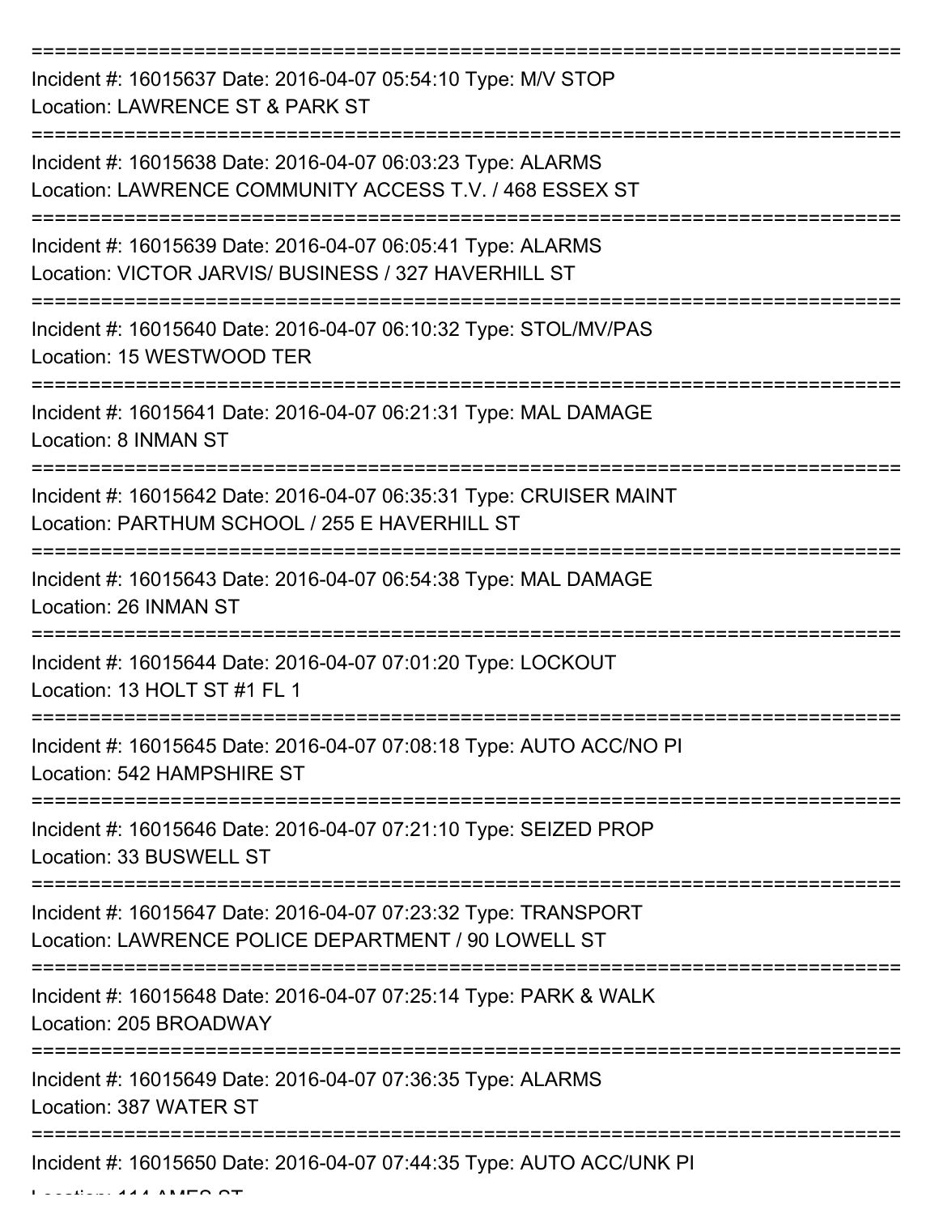===========================================================================

Incident #: 16015637 Date: 2016-04-07 05:54:10 Type: M/V STOP
Location: LAWRENCE ST & PARK ST

===========================================================================

Incident #: 16015638 Date: 2016-04-07 06:03:23 Type: ALARMS
Location: LAWRENCE COMMUNITY ACCESS T.V. / 468 ESSEX ST

===========================================================================

Incident #: 16015639 Date: 2016-04-07 06:05:41 Type: ALARMS
Location: VICTOR JARVIS/ BUSINESS / 327 HAVERHILL ST

===========================================================================

Incident #: 16015640 Date: 2016-04-07 06:10:32 Type: STOL/MV/PAS
Location: 15 WESTWOOD TER

===========================================================================

Incident #: 16015641 Date: 2016-04-07 06:21:31 Type: MAL DAMAGE
Location: 8 INMAN ST

===========================================================================

Incident #: 16015642 Date: 2016-04-07 06:35:31 Type: CRUISER MAINT
Location: PARTHUM SCHOOL / 255 E HAVERHILL ST

===========================================================================

Incident #: 16015643 Date: 2016-04-07 06:54:38 Type: MAL DAMAGE
Location: 26 INMAN ST

===========================================================================

Incident #: 16015644 Date: 2016-04-07 07:01:20 Type: LOCKOUT
Location: 13 HOLT ST #1 FL 1

===========================================================================

Incident #: 16015645 Date: 2016-04-07 07:08:18 Type: AUTO ACC/NO PI
Location: 542 HAMPSHIRE ST

===========================================================================

Incident #: 16015646 Date: 2016-04-07 07:21:10 Type: SEIZED PROP
Location: 33 BUSWELL ST

===========================================================================

Incident #: 16015647 Date: 2016-04-07 07:23:32 Type: TRANSPORT
Location: LAWRENCE POLICE DEPARTMENT / 90 LOWELL ST

===========================================================================

Incident #: 16015648 Date: 2016-04-07 07:25:14 Type: PARK & WALK
Location: 205 BROADWAY

===========================================================================

Incident #: 16015649 Date: 2016-04-07 07:36:35 Type: ALARMS
Location: 387 WATER ST

===========================================================================

Incident #: 16015650 Date: 2016-04-07 07:44:35 Type: AUTO ACC/UNK PI
Location: 114 AMES ST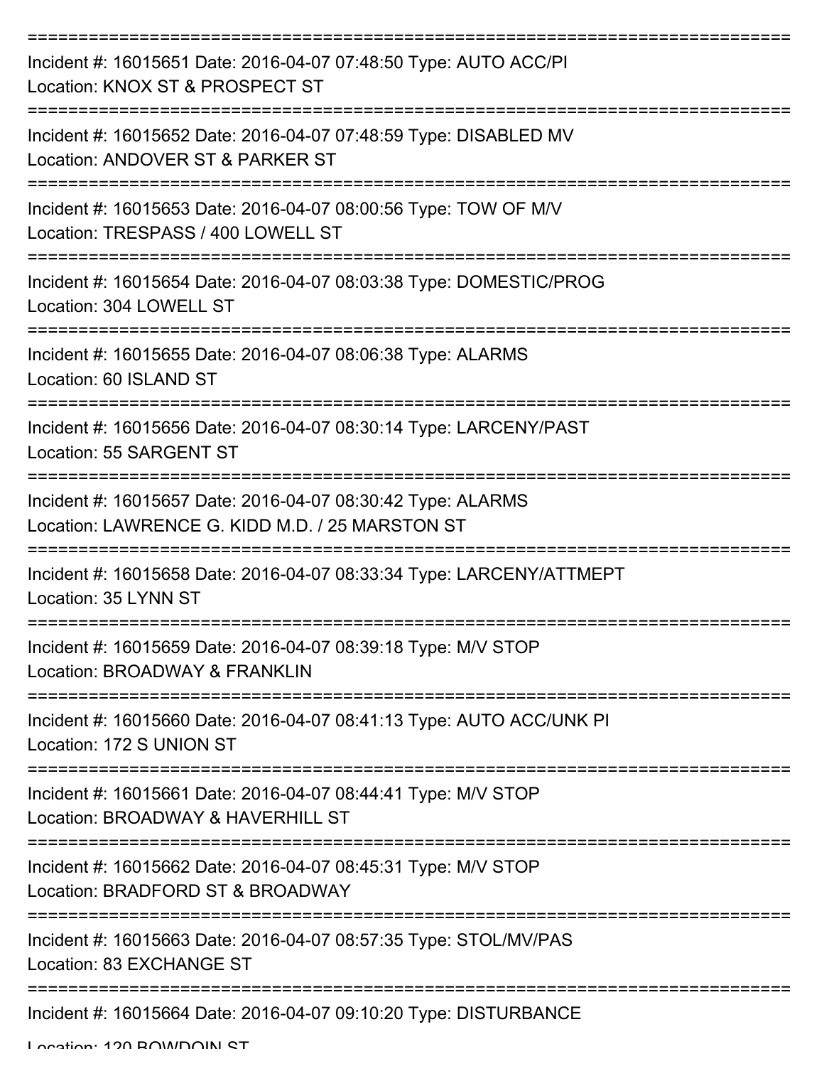===========================================================================

Incident #: 16015651 Date: 2016-04-07 07:48:50 Type: AUTO ACC/PI
Location: KNOX ST & PROSPECT ST

===========================================================================

Incident #: 16015652 Date: 2016-04-07 07:48:59 Type: DISABLED MV
Location: ANDOVER ST & PARKER ST

===========================================================================

Incident #: 16015653 Date: 2016-04-07 08:00:56 Type: TOW OF M/V
Location: TRESPASS / 400 LOWELL ST

===========================================================================

Incident #: 16015654 Date: 2016-04-07 08:03:38 Type: DOMESTIC/PROG
Location: 304 LOWELL ST

===========================================================================

Incident #: 16015655 Date: 2016-04-07 08:06:38 Type: ALARMS
Location: 60 ISLAND ST

===========================================================================

Incident #: 16015656 Date: 2016-04-07 08:30:14 Type: LARCENY/PAST
Location: 55 SARGENT ST

===========================================================================

Incident #: 16015657 Date: 2016-04-07 08:30:42 Type: ALARMS
Location: LAWRENCE G. KIDD M.D. / 25 MARSTON ST

===========================================================================

Incident #: 16015658 Date: 2016-04-07 08:33:34 Type: LARCENY/ATTMEPT
Location: 35 LYNN ST

===========================================================================

Incident #: 16015659 Date: 2016-04-07 08:39:18 Type: M/V STOP
Location: BROADWAY & FRANKLIN

===========================================================================

Incident #: 16015660 Date: 2016-04-07 08:41:13 Type: AUTO ACC/UNK PI
Location: 172 S UNION ST

===========================================================================

Incident #: 16015661 Date: 2016-04-07 08:44:41 Type: M/V STOP
Location: BROADWAY & HAVERHILL ST

===========================================================================

Incident #: 16015662 Date: 2016-04-07 08:45:31 Type: M/V STOP
Location: BRADFORD ST & BROADWAY

===========================================================================

Incident #: 16015663 Date: 2016-04-07 08:57:35 Type: STOL/MV/PAS
Location: 83 EXCHANGE ST

===========================================================================

Incident #: 16015664 Date: 2016-04-07 09:10:20 Type: DISTURBANCE
Location: 120 BOWDOIN ST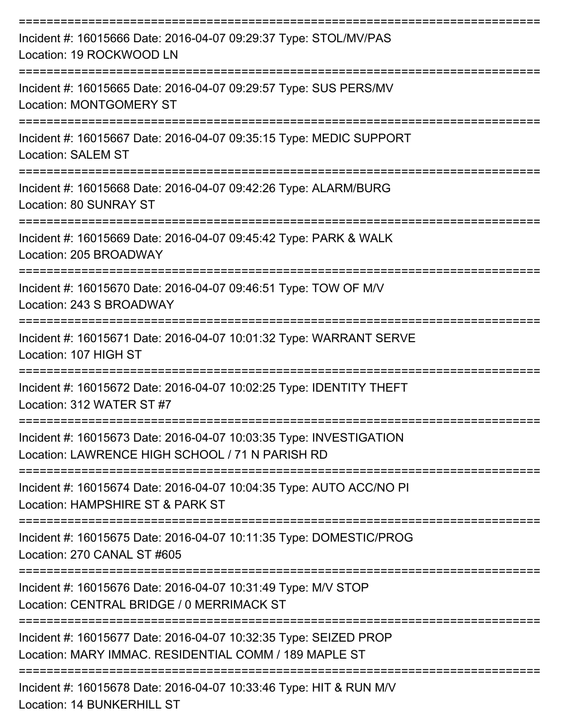===========================================================================

Incident #: 16015666 Date: 2016-04-07 09:29:37 Type: STOL/MV/PAS
Location: 19 ROCKWOOD LN

===========================================================================

Incident #: 16015665 Date: 2016-04-07 09:29:57 Type: SUS PERS/MV
Location: MONTGOMERY ST

===========================================================================

Incident #: 16015667 Date: 2016-04-07 09:35:15 Type: MEDIC SUPPORT
Location: SALEM ST

===========================================================================

Incident #: 16015668 Date: 2016-04-07 09:42:26 Type: ALARM/BURG
Location: 80 SUNRAY ST

===========================================================================

Incident #: 16015669 Date: 2016-04-07 09:45:42 Type: PARK & WALK
Location: 205 BROADWAY

===========================================================================

Incident #: 16015670 Date: 2016-04-07 09:46:51 Type: TOW OF M/V
Location: 243 S BROADWAY

===========================================================================

Incident #: 16015671 Date: 2016-04-07 10:01:32 Type: WARRANT SERVE
Location: 107 HIGH ST

===========================================================================

Incident #: 16015672 Date: 2016-04-07 10:02:25 Type: IDENTITY THEFT
Location: 312 WATER ST #7

===========================================================================

Incident #: 16015673 Date: 2016-04-07 10:03:35 Type: INVESTIGATION
Location: LAWRENCE HIGH SCHOOL / 71 N PARISH RD

===========================================================================

Incident #: 16015674 Date: 2016-04-07 10:04:35 Type: AUTO ACC/NO PI
Location: HAMPSHIRE ST & PARK ST

===========================================================================

Incident #: 16015675 Date: 2016-04-07 10:11:35 Type: DOMESTIC/PROG
Location: 270 CANAL ST #605

===========================================================================

Incident #: 16015676 Date: 2016-04-07 10:31:49 Type: M/V STOP
Location: CENTRAL BRIDGE / 0 MERRIMACK ST

===========================================================================

Incident #: 16015677 Date: 2016-04-07 10:32:35 Type: SEIZED PROP
Location: MARY IMMAC. RESIDENTIAL COMM / 189 MAPLE ST

===========================================================================

Incident #: 16015678 Date: 2016-04-07 10:33:46 Type: HIT & RUN M/V
Location: 14 BUNKERHILL ST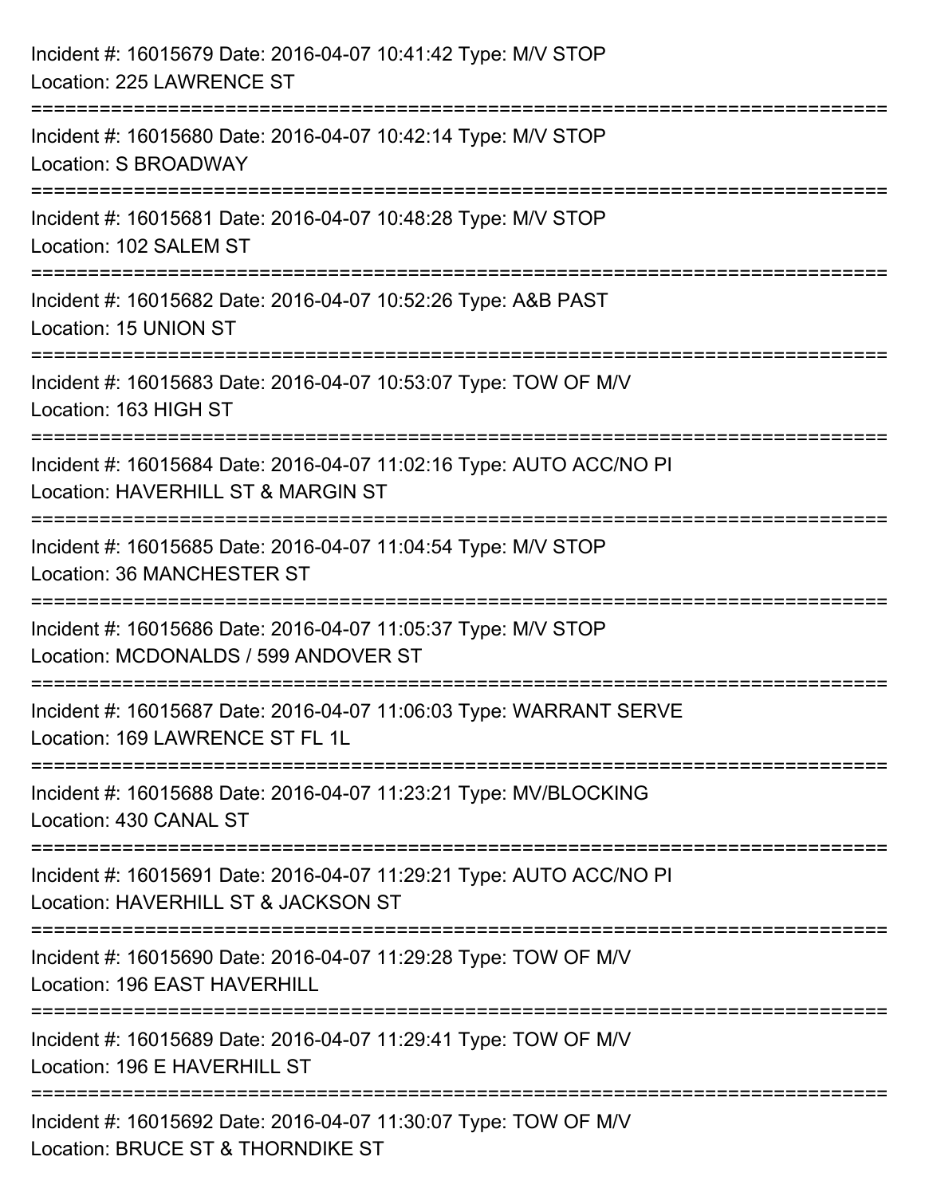Incident #: 16015679 Date: 2016-04-07 10:41:42 Type: M/V STOP
Location: 225 LAWRENCE ST

===========================================================================

Incident #: 16015680 Date: 2016-04-07 10:42:14 Type: M/V STOP
Location: S BROADWAY

===========================================================================

Incident #: 16015681 Date: 2016-04-07 10:48:28 Type: M/V STOP
Location: 102 SALEM ST

===========================================================================

Incident #: 16015682 Date: 2016-04-07 10:52:26 Type: A&B PAST
Location: 15 UNION ST

===========================================================================

Incident #: 16015683 Date: 2016-04-07 10:53:07 Type: TOW OF M/V
Location: 163 HIGH ST

===========================================================================

Incident #: 16015684 Date: 2016-04-07 11:02:16 Type: AUTO ACC/NO PI
Location: HAVERHILL ST & MARGIN ST

===========================================================================

Incident #: 16015685 Date: 2016-04-07 11:04:54 Type: M/V STOP
Location: 36 MANCHESTER ST

===========================================================================

Incident #: 16015686 Date: 2016-04-07 11:05:37 Type: M/V STOP
Location: MCDONALDS / 599 ANDOVER ST

===========================================================================

Incident #: 16015687 Date: 2016-04-07 11:06:03 Type: WARRANT SERVE
Location: 169 LAWRENCE ST FL 1L

===========================================================================

Incident #: 16015688 Date: 2016-04-07 11:23:21 Type: MV/BLOCKING
Location: 430 CANAL ST

===========================================================================

Incident #: 16015691 Date: 2016-04-07 11:29:21 Type: AUTO ACC/NO PI
Location: HAVERHILL ST & JACKSON ST

===========================================================================

Incident #: 16015690 Date: 2016-04-07 11:29:28 Type: TOW OF M/V
Location: 196 EAST HAVERHILL

===========================================================================

Incident #: 16015689 Date: 2016-04-07 11:29:41 Type: TOW OF M/V
Location: 196 E HAVERHILL ST

===========================================================================

Incident #: 16015692 Date: 2016-04-07 11:30:07 Type: TOW OF M/V
Location: BRUCE ST & THORNDIKE ST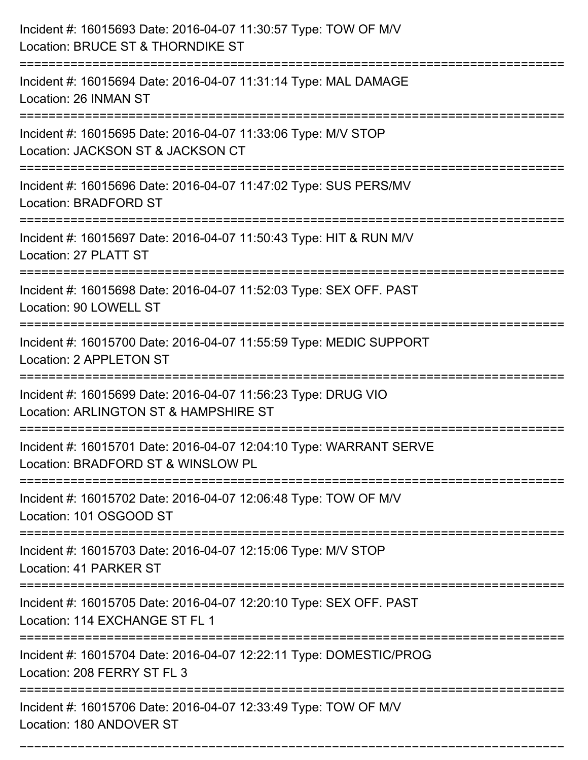Incident #: 16015693 Date: 2016-04-07 11:30:57 Type: TOW OF M/V
Location: BRUCE ST & THORNDIKE ST

===========================================================================

Incident #: 16015694 Date: 2016-04-07 11:31:14 Type: MAL DAMAGE
Location: 26 INMAN ST

===========================================================================

Incident #: 16015695 Date: 2016-04-07 11:33:06 Type: M/V STOP
Location: JACKSON ST & JACKSON CT

===========================================================================

Incident #: 16015696 Date: 2016-04-07 11:47:02 Type: SUS PERS/MV
Location: BRADFORD ST

===========================================================================

Incident #: 16015697 Date: 2016-04-07 11:50:43 Type: HIT & RUN M/V
Location: 27 PLATT ST

===========================================================================

Incident #: 16015698 Date: 2016-04-07 11:52:03 Type: SEX OFF. PAST
Location: 90 LOWELL ST

===========================================================================

Incident #: 16015700 Date: 2016-04-07 11:55:59 Type: MEDIC SUPPORT
Location: 2 APPLETON ST

===========================================================================

Incident #: 16015699 Date: 2016-04-07 11:56:23 Type: DRUG VIO
Location: ARLINGTON ST & HAMPSHIRE ST

===========================================================================

Incident #: 16015701 Date: 2016-04-07 12:04:10 Type: WARRANT SERVE
Location: BRADFORD ST & WINSLOW PL

===========================================================================

Incident #: 16015702 Date: 2016-04-07 12:06:48 Type: TOW OF M/V
Location: 101 OSGOOD ST

===========================================================================

Incident #: 16015703 Date: 2016-04-07 12:15:06 Type: M/V STOP
Location: 41 PARKER ST

===========================================================================

Incident #: 16015705 Date: 2016-04-07 12:20:10 Type: SEX OFF. PAST
Location: 114 EXCHANGE ST FL 1

===========================================================================

Incident #: 16015704 Date: 2016-04-07 12:22:11 Type: DOMESTIC/PROG
Location: 208 FERRY ST FL 3

===========================================================================

Incident #: 16015706 Date: 2016-04-07 12:33:49 Type: TOW OF M/V
Location: 180 ANDOVER ST

===========================================================================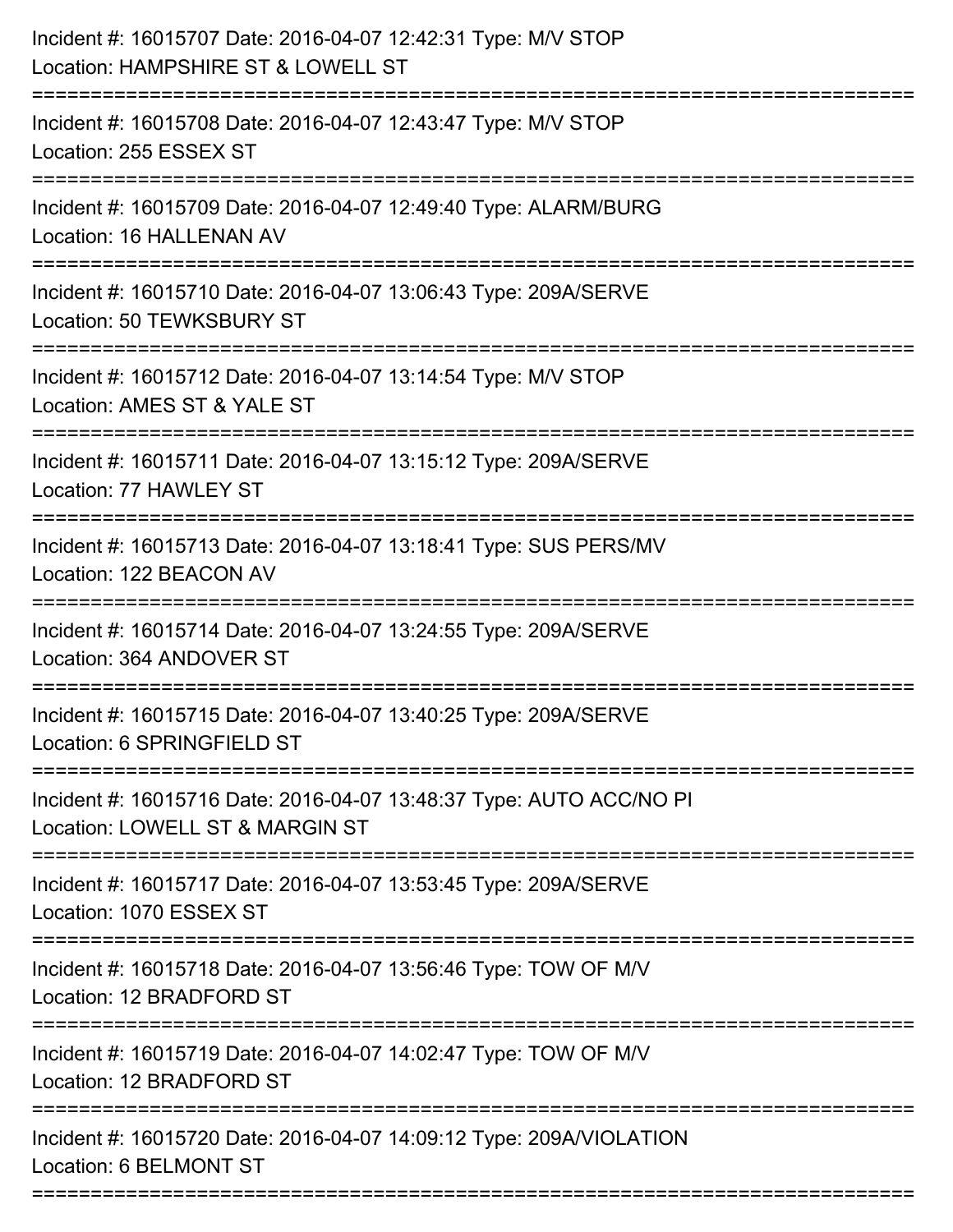Incident #: 16015707 Date: 2016-04-07 12:42:31 Type: M/V STOP
Location: HAMPSHIRE ST & LOWELL ST

===========================================================================

Incident #: 16015708 Date: 2016-04-07 12:43:47 Type: M/V STOP
Location: 255 ESSEX ST

===========================================================================

Incident #: 16015709 Date: 2016-04-07 12:49:40 Type: ALARM/BURG
Location: 16 HALLENAN AV

===========================================================================

Incident #: 16015710 Date: 2016-04-07 13:06:43 Type: 209A/SERVE
Location: 50 TEWKSBURY ST

===========================================================================

Incident #: 16015712 Date: 2016-04-07 13:14:54 Type: M/V STOP
Location: AMES ST & YALE ST

===========================================================================

Incident #: 16015711 Date: 2016-04-07 13:15:12 Type: 209A/SERVE
Location: 77 HAWLEY ST

===========================================================================

Incident #: 16015713 Date: 2016-04-07 13:18:41 Type: SUS PERS/MV
Location: 122 BEACON AV

===========================================================================

Incident #: 16015714 Date: 2016-04-07 13:24:55 Type: 209A/SERVE
Location: 364 ANDOVER ST

===========================================================================

Incident #: 16015715 Date: 2016-04-07 13:40:25 Type: 209A/SERVE
Location: 6 SPRINGFIELD ST

===========================================================================

Incident #: 16015716 Date: 2016-04-07 13:48:37 Type: AUTO ACC/NO PI
Location: LOWELL ST & MARGIN ST

===========================================================================

Incident #: 16015717 Date: 2016-04-07 13:53:45 Type: 209A/SERVE
Location: 1070 ESSEX ST

===========================================================================

Incident #: 16015718 Date: 2016-04-07 13:56:46 Type: TOW OF M/V
Location: 12 BRADFORD ST

===========================================================================

Incident #: 16015719 Date: 2016-04-07 14:02:47 Type: TOW OF M/V
Location: 12 BRADFORD ST

===========================================================================

Incident #: 16015720 Date: 2016-04-07 14:09:12 Type: 209A/VIOLATION
Location: 6 BELMONT ST

===========================================================================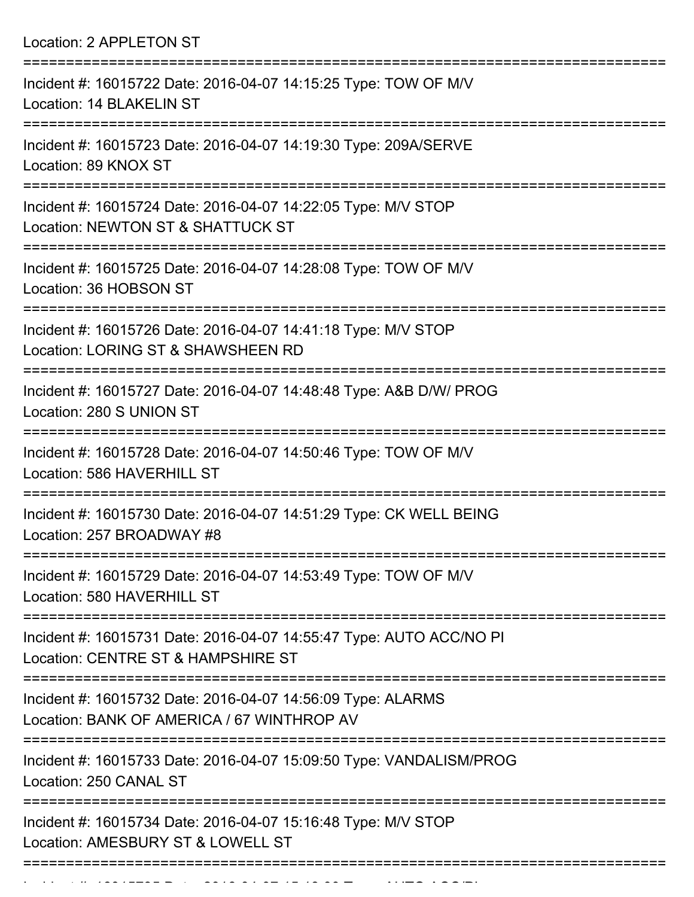Location: 2 APPLETON ST

===========================================================================

Incident #: 16015722 Date: 2016-04-07 14:15:25 Type: TOW OF M/V
Location: 14 BLAKELIN ST

===========================================================================

Incident #: 16015723 Date: 2016-04-07 14:19:30 Type: 209A/SERVE
Location: 89 KNOX ST

===========================================================================

Incident #: 16015724 Date: 2016-04-07 14:22:05 Type: M/V STOP
Location: NEWTON ST & SHATTUCK ST

===========================================================================

Incident #: 16015725 Date: 2016-04-07 14:28:08 Type: TOW OF M/V
Location: 36 HOBSON ST

===========================================================================

Incident #: 16015726 Date: 2016-04-07 14:41:18 Type: M/V STOP
Location: LORING ST & SHAWSHEEN RD

===========================================================================

Incident #: 16015727 Date: 2016-04-07 14:48:48 Type: A&B D/W/ PROG
Location: 280 S UNION ST

===========================================================================

Incident #: 16015728 Date: 2016-04-07 14:50:46 Type: TOW OF M/V
Location: 586 HAVERHILL ST

===========================================================================

Incident #: 16015730 Date: 2016-04-07 14:51:29 Type: CK WELL BEING
Location: 257 BROADWAY #8

===========================================================================

Incident #: 16015729 Date: 2016-04-07 14:53:49 Type: TOW OF M/V
Location: 580 HAVERHILL ST

===========================================================================

Incident #: 16015731 Date: 2016-04-07 14:55:47 Type: AUTO ACC/NO PI
Location: CENTRE ST & HAMPSHIRE ST

===========================================================================

Incident #: 16015732 Date: 2016-04-07 14:56:09 Type: ALARMS
Location: BANK OF AMERICA / 67 WINTHROP AV

===========================================================================

Incident #: 16015733 Date: 2016-04-07 15:09:50 Type: VANDALISM/PROG
Location: 250 CANAL ST

===========================================================================

Incident #: 16015734 Date: 2016-04-07 15:16:48 Type: M/V STOP
Location: AMESBURY ST & LOWELL ST

===========================================================================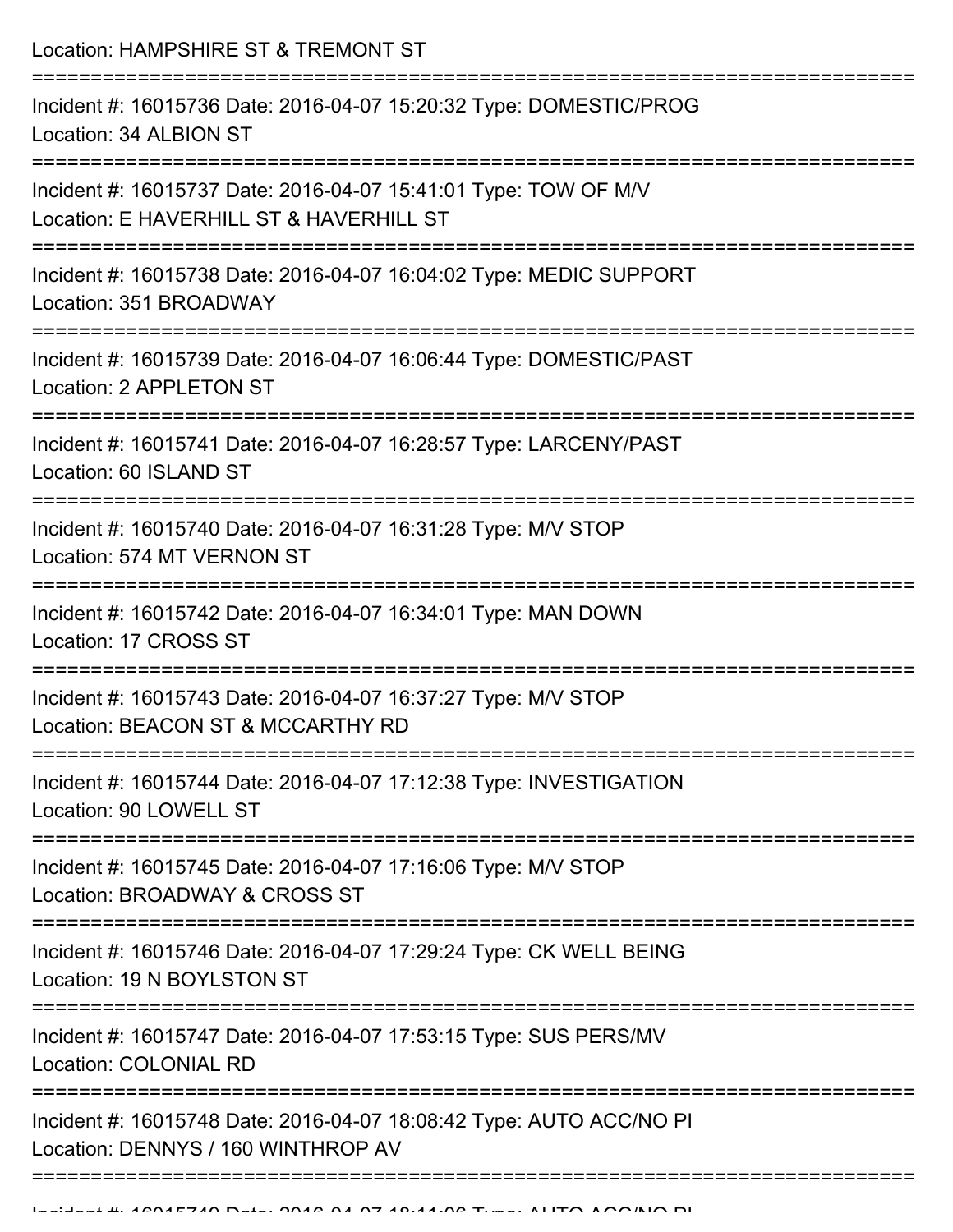Location: HAMPSHIRE ST & TREMONT ST

===========================================================================

Incident #: 16015736 Date: 2016-04-07 15:20:32 Type: DOMESTIC/PROG
Location: 34 ALBION ST

===========================================================================

Incident #: 16015737 Date: 2016-04-07 15:41:01 Type: TOW OF M/V
Location: E HAVERHILL ST & HAVERHILL ST

===========================================================================

Incident #: 16015738 Date: 2016-04-07 16:04:02 Type: MEDIC SUPPORT
Location: 351 BROADWAY

===========================================================================

Incident #: 16015739 Date: 2016-04-07 16:06:44 Type: DOMESTIC/PAST
Location: 2 APPLETON ST

===========================================================================

Incident #: 16015741 Date: 2016-04-07 16:28:57 Type: LARCENY/PAST
Location: 60 ISLAND ST

===========================================================================

Incident #: 16015740 Date: 2016-04-07 16:31:28 Type: M/V STOP
Location: 574 MT VERNON ST

===========================================================================

Incident #: 16015742 Date: 2016-04-07 16:34:01 Type: MAN DOWN
Location: 17 CROSS ST

===========================================================================

Incident #: 16015743 Date: 2016-04-07 16:37:27 Type: M/V STOP
Location: BEACON ST & MCCARTHY RD

===========================================================================

Incident #: 16015744 Date: 2016-04-07 17:12:38 Type: INVESTIGATION
Location: 90 LOWELL ST

===========================================================================

Incident #: 16015745 Date: 2016-04-07 17:16:06 Type: M/V STOP
Location: BROADWAY & CROSS ST

===========================================================================

Incident #: 16015746 Date: 2016-04-07 17:29:24 Type: CK WELL BEING
Location: 19 N BOYLSTON ST

===========================================================================

Incident #: 16015747 Date: 2016-04-07 17:53:15 Type: SUS PERS/MV
Location: COLONIAL RD

===========================================================================

Incident #: 16015748 Date: 2016-04-07 18:08:42 Type: AUTO ACC/NO PI
Location: DENNYS / 160 WINTHROP AV

===========================================================================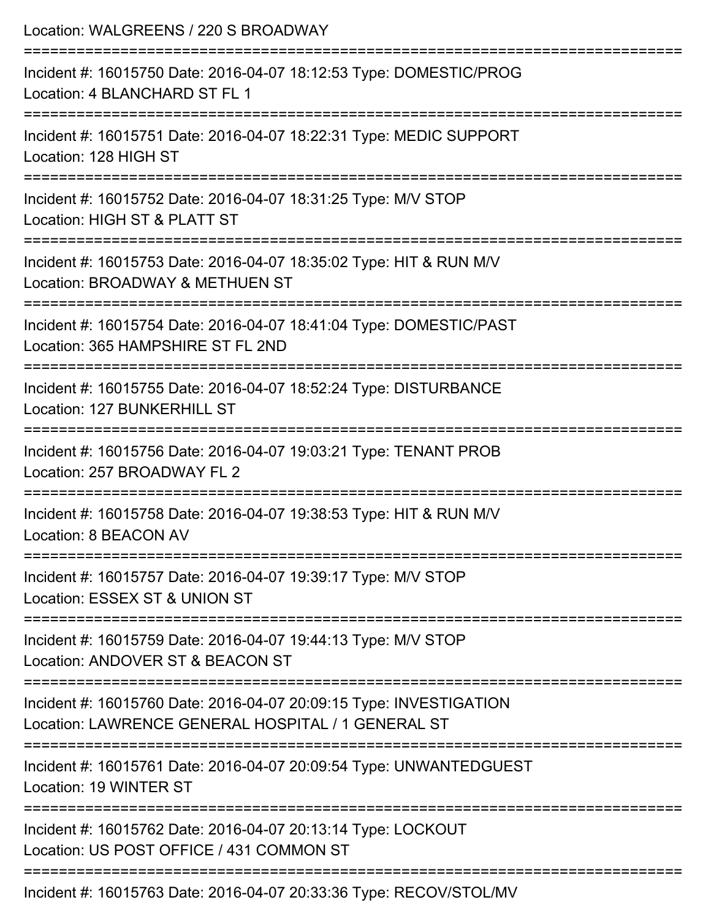Location: WALGREENS / 220 S BROADWAY

===========================================================================

Incident #: 16015750 Date: 2016-04-07 18:12:53 Type: DOMESTIC/PROG
Location: 4 BLANCHARD ST FL 1

===========================================================================

Incident #: 16015751 Date: 2016-04-07 18:22:31 Type: MEDIC SUPPORT
Location: 128 HIGH ST

===========================================================================

Incident #: 16015752 Date: 2016-04-07 18:31:25 Type: M/V STOP
Location: HIGH ST & PLATT ST

===========================================================================

Incident #: 16015753 Date: 2016-04-07 18:35:02 Type: HIT & RUN M/V
Location: BROADWAY & METHUEN ST

===========================================================================

Incident #: 16015754 Date: 2016-04-07 18:41:04 Type: DOMESTIC/PAST
Location: 365 HAMPSHIRE ST FL 2ND

===========================================================================

Incident #: 16015755 Date: 2016-04-07 18:52:24 Type: DISTURBANCE
Location: 127 BUNKERHILL ST

===========================================================================

Incident #: 16015756 Date: 2016-04-07 19:03:21 Type: TENANT PROB
Location: 257 BROADWAY FL 2

===========================================================================

Incident #: 16015758 Date: 2016-04-07 19:38:53 Type: HIT & RUN M/V
Location: 8 BEACON AV

===========================================================================

Incident #: 16015757 Date: 2016-04-07 19:39:17 Type: M/V STOP
Location: ESSEX ST & UNION ST

===========================================================================

Incident #: 16015759 Date: 2016-04-07 19:44:13 Type: M/V STOP
Location: ANDOVER ST & BEACON ST

===========================================================================

Incident #: 16015760 Date: 2016-04-07 20:09:15 Type: INVESTIGATION
Location: LAWRENCE GENERAL HOSPITAL / 1 GENERAL ST

===========================================================================

Incident #: 16015761 Date: 2016-04-07 20:09:54 Type: UNWANTEDGUEST
Location: 19 WINTER ST

===========================================================================

Incident #: 16015762 Date: 2016-04-07 20:13:14 Type: LOCKOUT
Location: US POST OFFICE / 431 COMMON ST

===========================================================================

Incident #: 16015763 Date: 2016-04-07 20:33:36 Type: RECOV/STOL/MV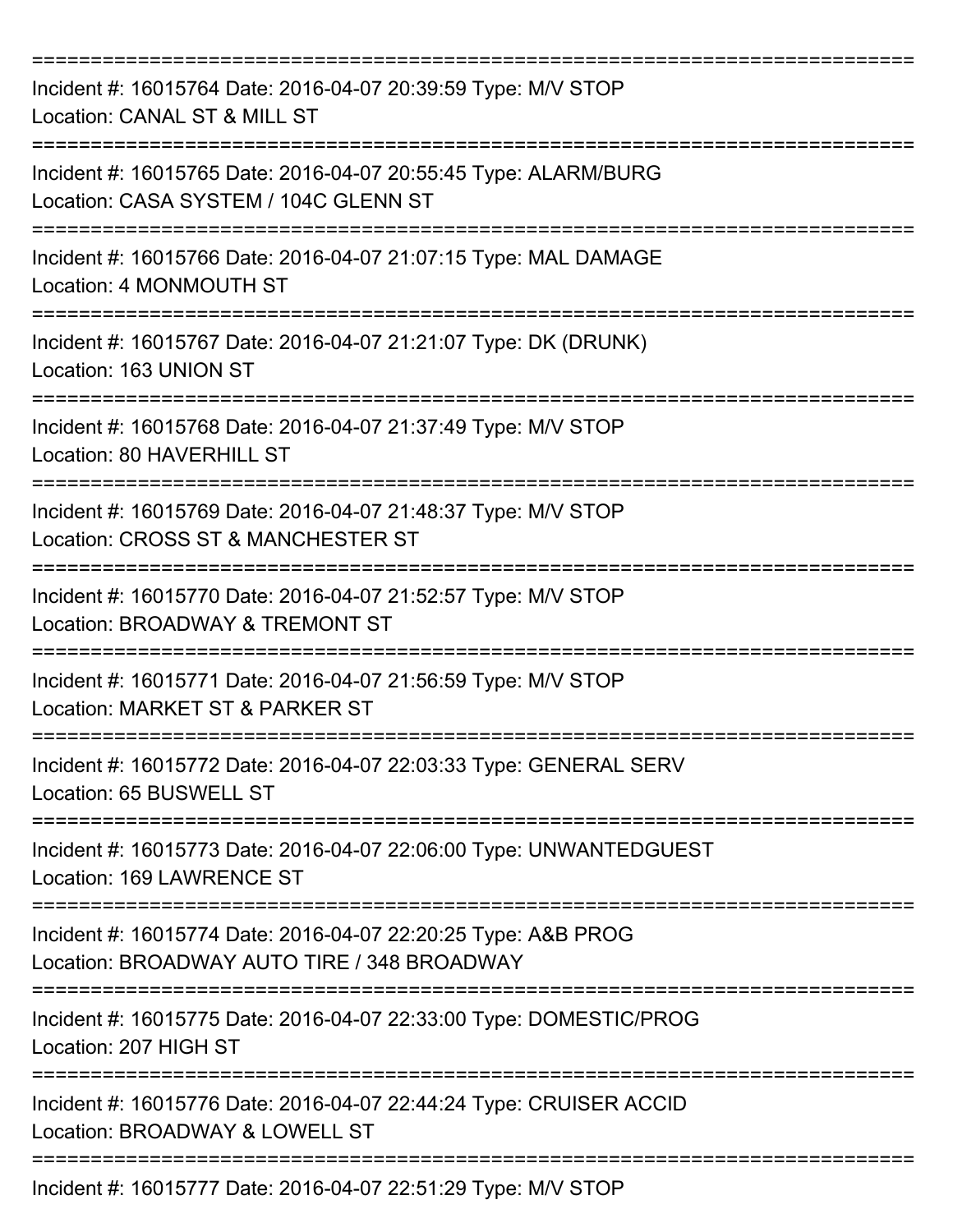===========================================================================

Incident #: 16015764 Date: 2016-04-07 20:39:59 Type: M/V STOP
Location: CANAL ST & MILL ST

===========================================================================

Incident #: 16015765 Date: 2016-04-07 20:55:45 Type: ALARM/BURG
Location: CASA SYSTEM / 104C GLENN ST

===========================================================================

Incident #: 16015766 Date: 2016-04-07 21:07:15 Type: MAL DAMAGE
Location: 4 MONMOUTH ST

===========================================================================

Incident #: 16015767 Date: 2016-04-07 21:21:07 Type: DK (DRUNK)
Location: 163 UNION ST

===========================================================================

Incident #: 16015768 Date: 2016-04-07 21:37:49 Type: M/V STOP
Location: 80 HAVERHILL ST

===========================================================================

Incident #: 16015769 Date: 2016-04-07 21:48:37 Type: M/V STOP
Location: CROSS ST & MANCHESTER ST

===========================================================================

Incident #: 16015770 Date: 2016-04-07 21:52:57 Type: M/V STOP
Location: BROADWAY & TREMONT ST

===========================================================================

Incident #: 16015771 Date: 2016-04-07 21:56:59 Type: M/V STOP
Location: MARKET ST & PARKER ST

===========================================================================

Incident #: 16015772 Date: 2016-04-07 22:03:33 Type: GENERAL SERV
Location: 65 BUSWELL ST

===========================================================================

Incident #: 16015773 Date: 2016-04-07 22:06:00 Type: UNWANTEDGUEST
Location: 169 LAWRENCE ST

===========================================================================

Incident #: 16015774 Date: 2016-04-07 22:20:25 Type: A&B PROG
Location: BROADWAY AUTO TIRE / 348 BROADWAY

===========================================================================

Incident #: 16015775 Date: 2016-04-07 22:33:00 Type: DOMESTIC/PROG
Location: 207 HIGH ST

===========================================================================

Incident #: 16015776 Date: 2016-04-07 22:44:24 Type: CRUISER ACCID
Location: BROADWAY & LOWELL ST

===========================================================================

Incident #: 16015777 Date: 2016-04-07 22:51:29 Type: M/V STOP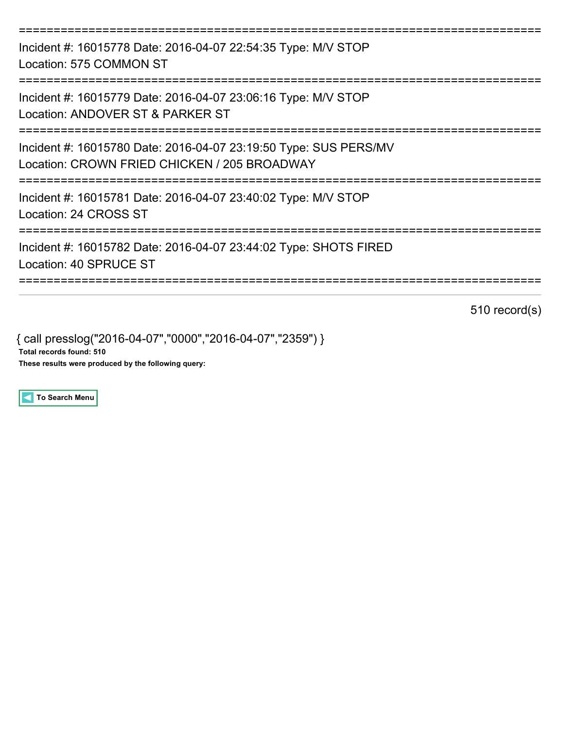===========================================================================

Incident #: 16015778 Date: 2016-04-07 22:54:35 Type: M/V STOP
Location: 575 COMMON ST

===========================================================================

Incident #: 16015779 Date: 2016-04-07 23:06:16 Type: M/V STOP
Location: ANDOVER ST & PARKER ST

===========================================================================

Incident #: 16015780 Date: 2016-04-07 23:19:50 Type: SUS PERS/MV
Location: CROWN FRIED CHICKEN / 205 BROADWAY

===========================================================================

Incident #: 16015781 Date: 2016-04-07 23:40:02 Type: M/V STOP
Location: 24 CROSS ST

===========================================================================

Incident #: 16015782 Date: 2016-04-07 23:44:02 Type: SHOTS FIRED
Location: 40 SPRUCE ST

===========================================================================

510 record(s)

{ call presslog("2016-04-07","0000","2016-04-07","2359") }

**Total records found: 510**

**These results were produced by the following query:**

**To Search Menu**